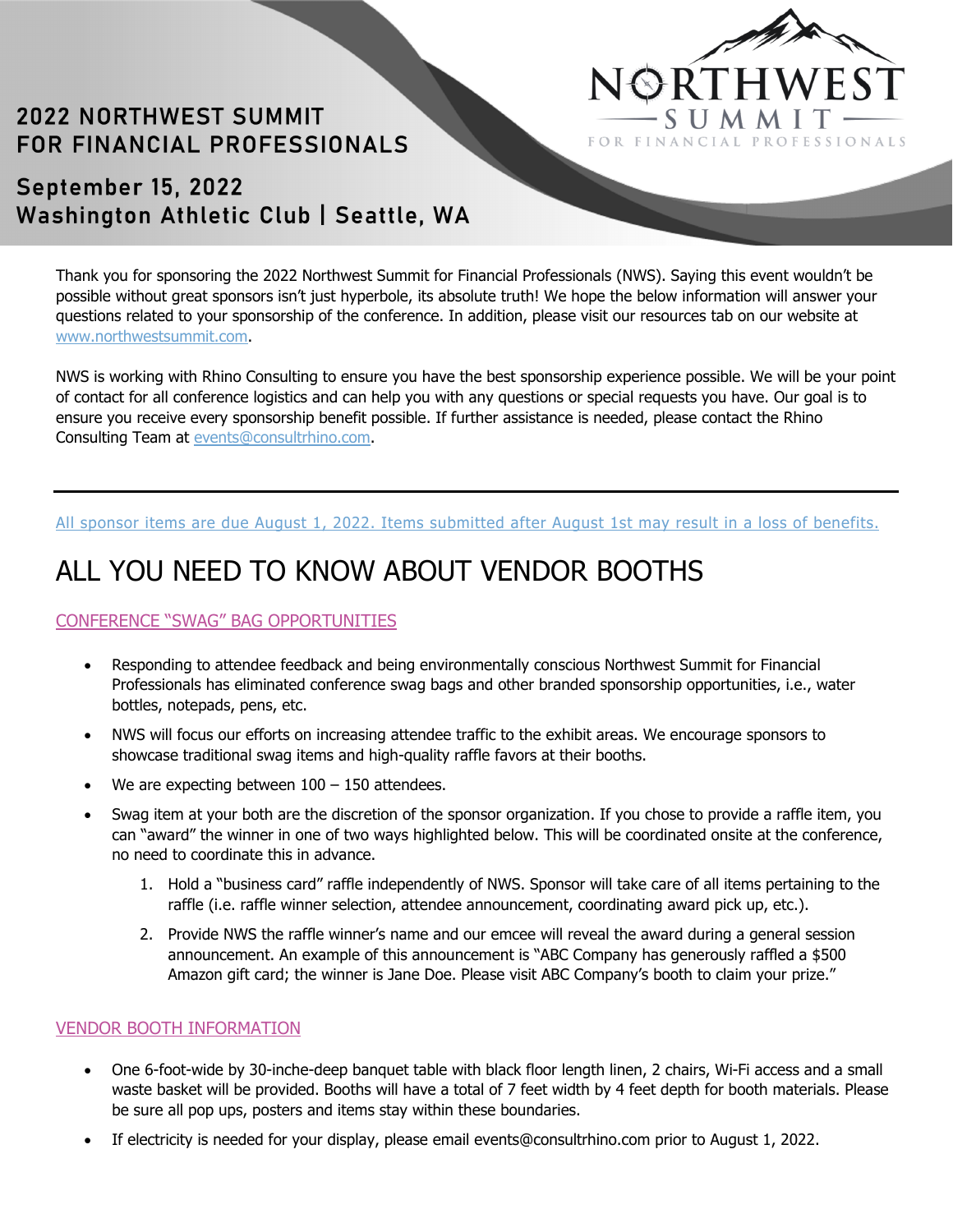# 2022 NORTHWEST SUMMIT FOR FINANCIAL PROFESSIONALS

## September 15, 2022
## Washington Athletic Club | Seattle, WA

NORTHWEST SUMMIT FOR FINANCIAL PROFESSIONALS

Thank you for sponsoring the 2022 Northwest Summit for Financial Professionals (NWS). Saying this event wouldn't be possible without great sponsors isn't just hyperbole, its absolute truth! We hope the below information will answer your questions related to your sponsorship of the conference. In addition, please visit our resources tab on our website at www.northwestsummit.com.

NWS is working with Rhino Consulting to ensure you have the best sponsorship experience possible. We will be your point of contact for all conference logistics and can help you with any questions or special requests you have. Our goal is to ensure you receive every sponsorship benefit possible. If further assistance is needed, please contact the Rhino Consulting Team at events@consultrhino.com.

---

All sponsor items are due August 1, 2022. Items submitted after August 1st may result in a loss of benefits.

# ALL YOU NEED TO KNOW ABOUT VENDOR BOOTHS

## CONFERENCE "SWAG" BAG OPPORTUNITIES

- Responding to attendee feedback and being environmentally conscious Northwest Summit for Financial Professionals has eliminated conference swag bags and other branded sponsorship opportunities, i.e., water bottles, notepads, pens, etc.
- NWS will focus our efforts on increasing attendee traffic to the exhibit areas. We encourage sponsors to showcase traditional swag items and high-quality raffle favors at their booths.
- We are expecting between 100 – 150 attendees.
- Swag item at your both are the discretion of the sponsor organization. If you chose to provide a raffle item, you can "award" the winner in one of two ways highlighted below. This will be coordinated onsite at the conference, no need to coordinate this in advance.
  1. Hold a "business card" raffle independently of NWS. Sponsor will take care of all items pertaining to the raffle (i.e. raffle winner selection, attendee announcement, coordinating award pick up, etc.).
  2. Provide NWS the raffle winner's name and our emcee will reveal the award during a general session announcement. An example of this announcement is "ABC Company has generously raffled a $500 Amazon gift card; the winner is Jane Doe. Please visit ABC Company's booth to claim your prize."

## VENDOR BOOTH INFORMATION

- One 6-foot-wide by 30-inche-deep banquet table with black floor length linen, 2 chairs, Wi-Fi access and a small waste basket will be provided. Booths will have a total of 7 feet width by 4 feet depth for booth materials. Please be sure all pop ups, posters and items stay within these boundaries.
- If electricity is needed for your display, please email events@consultrhino.com prior to August 1, 2022.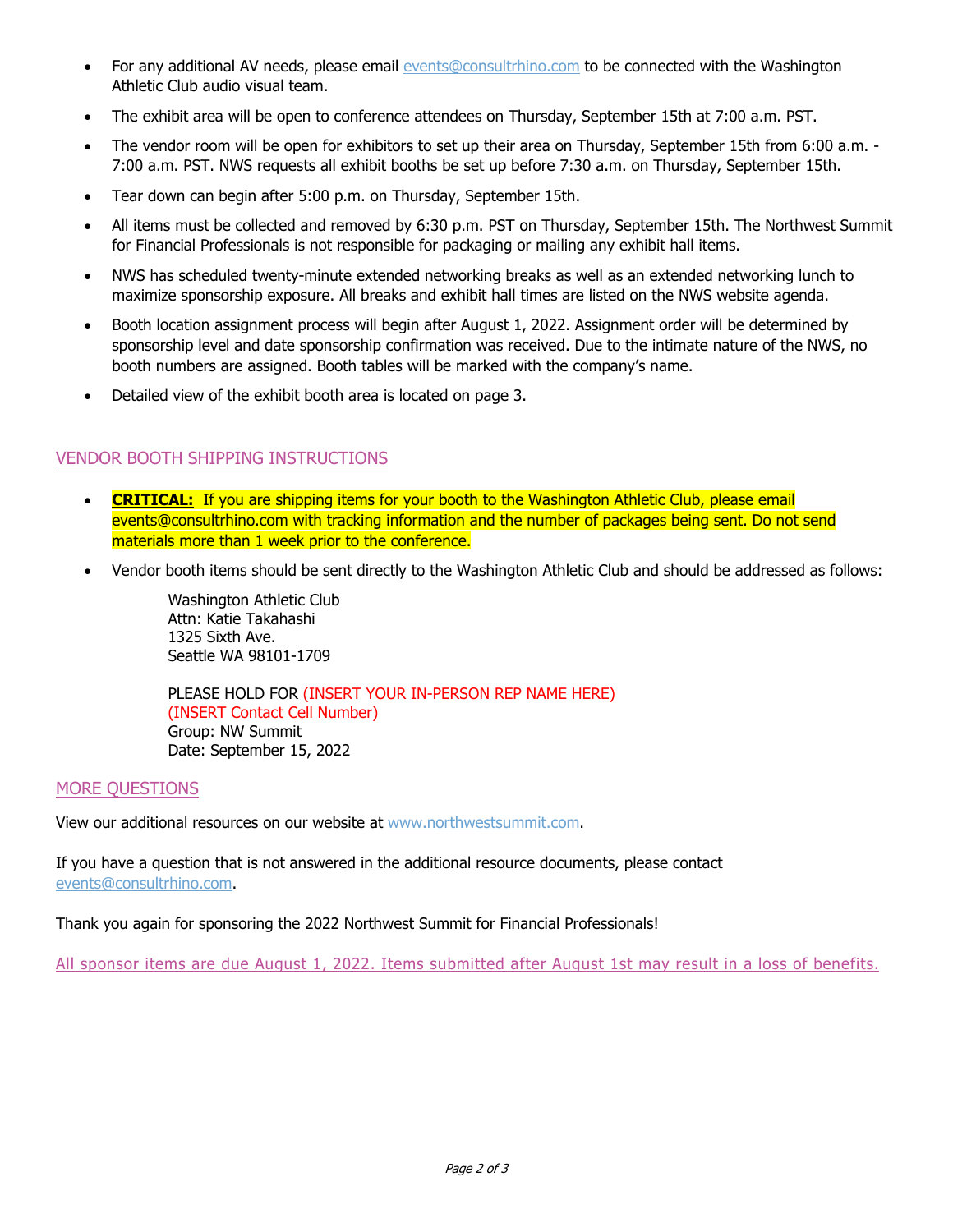- For any additional AV needs, please email events@consultrhino.com to be connected with the Washington Athletic Club audio visual team.
- The exhibit area will be open to conference attendees on Thursday, September 15th at 7:00 a.m. PST.
- The vendor room will be open for exhibitors to set up their area on Thursday, September 15th from 6:00 a.m. - 7:00 a.m. PST. NWS requests all exhibit booths be set up before 7:30 a.m. on Thursday, September 15th.
- Tear down can begin after 5:00 p.m. on Thursday, September 15th.
- All items must be collected and removed by 6:30 p.m. PST on Thursday, September 15th. The Northwest Summit for Financial Professionals is not responsible for packaging or mailing any exhibit hall items.
- NWS has scheduled twenty-minute extended networking breaks as well as an extended networking lunch to maximize sponsorship exposure. All breaks and exhibit hall times are listed on the NWS website agenda.
- Booth location assignment process will begin after August 1, 2022. Assignment order will be determined by sponsorship level and date sponsorship confirmation was received. Due to the intimate nature of the NWS, no booth numbers are assigned. Booth tables will be marked with the company's name.
- Detailed view of the exhibit booth area is located on page 3.

## VENDOR BOOTH SHIPPING INSTRUCTIONS

- **CRITICAL:** If you are shipping items for your booth to the Washington Athletic Club, please email events@consultrhino.com with tracking information and the number of packages being sent. Do not send materials more than 1 week prior to the conference.
- Vendor booth items should be sent directly to the Washington Athletic Club and should be addressed as follows:

  Washington Athletic Club
  Attn: Katie Takahashi
  1325 Sixth Ave.
  Seattle WA 98101-1709

  PLEASE HOLD FOR (INSERT YOUR IN-PERSON REP NAME HERE)
  (INSERT Contact Cell Number)
  Group: NW Summit
  Date: September 15, 2022

## MORE QUESTIONS

View our additional resources on our website at www.northwestsummit.com.

If you have a question that is not answered in the additional resource documents, please contact events@consultrhino.com.

Thank you again for sponsoring the 2022 Northwest Summit for Financial Professionals!

All sponsor items are due August 1, 2022. Items submitted after August 1st may result in a loss of benefits.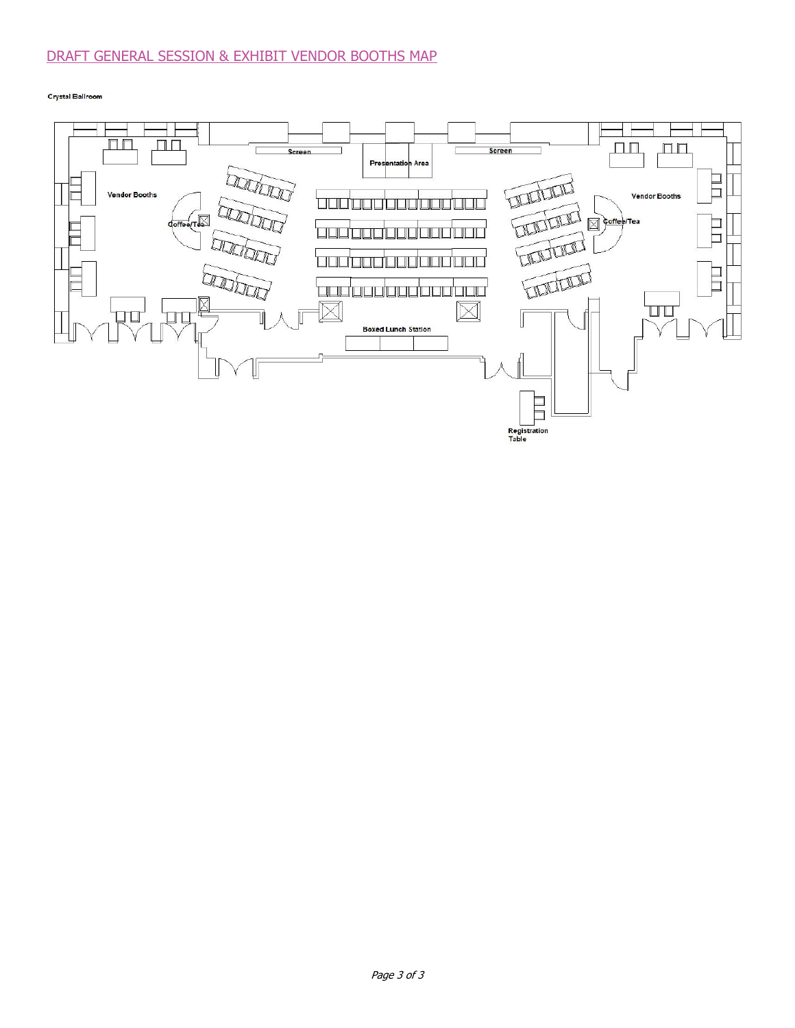## DRAFT GENERAL SESSION & EXHIBIT VENDOR BOOTHS MAP

Crystal Ballroom

Screen

Presentation Area

Screen

Vendor Booths

Coffee/Tea

Vendor Booths

Coffee/Tea

Boxed Lunch Station

Registration Table